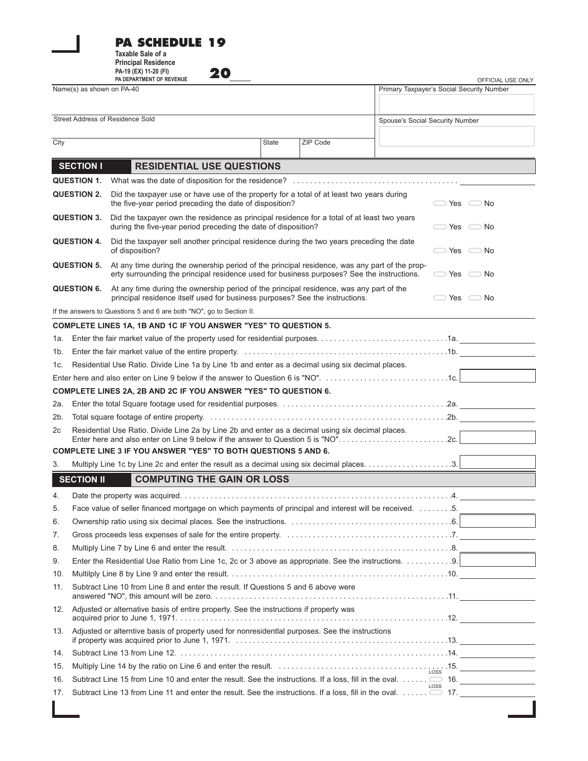# PA SCHEDULE 19

**Taxable Sale of a Principal Residence**

PA-19 (EX) 11-20 (FI)

PA DEPARTMENT OF REVENUE

**20**\_\_\_\_

OFFICIAL USE ONLY

| Name(s) as shown on PA-40 | | | Primary Taxpayer's Social Security Number |
|---|---|---|---|
| Street Address of Residence Sold | | | Spouse's Social Security Number |
| City | State | ZIP Code | |

## SECTION I RESIDENTIAL USE QUESTIONS

**QUESTION 1.** What was the date of disposition for the residence? \_\_\_\_\_\_\_\_\_\_

**QUESTION 2.** Did the taxpayer use or have use of the property for a total of at least two years during the five-year period preceding the date of disposition? ☐ Yes ☐ No

**QUESTION 3.** Did the taxpayer own the residence as principal residence for a total of at least two years during the five-year period preceding the date of disposition? ☐ Yes ☐ No

**QUESTION 4.** Did the taxpayer sell another principal residence during the two years preceding the date of disposition? ☐ Yes ☐ No

**QUESTION 5.** At any time during the ownership period of the principal residence, was any part of the property surrounding the principal residence used for business purposes? See the instructions. ☐ Yes ☐ No

**QUESTION 6.** At any time during the ownership period of the principal residence, was any part of the principal residence itself used for business purposes? See the instructions. ☐ Yes ☐ No

If the answers to Questions 5 and 6 are both "NO", go to Section II.

**COMPLETE LINES 1A, 1B AND 1C IF YOU ANSWER "YES" TO QUESTION 5.**

1a. Enter the fair market value of the property used for residential purposes. . . . . 1a. \_\_\_\_\_\_\_\_\_\_

1b. Enter the fair market value of the entire property. . . . . 1b. \_\_\_\_\_\_\_\_\_\_

1c. Residential Use Ratio. Divide Line 1a by Line 1b and enter as a decimal using six decimal places. Enter here and also enter on Line 9 below if the answer to Question 6 is "NO". . . . . 1c. \_\_\_\_\_\_\_\_\_\_

**COMPLETE LINES 2A, 2B AND 2C IF YOU ANSWER "YES" TO QUESTION 6.**

2a. Enter the total Square footage used for residential purposes. . . . . 2a. \_\_\_\_\_\_\_\_\_\_

2b. Total square footage of entire property. . . . . 2b. \_\_\_\_\_\_\_\_\_\_

2c Residential Use Ratio. Divide Line 2a by Line 2b and enter as a decimal using six decimal places. Enter here and also enter on Line 9 below if the answer to Question 5 is "NO". . . . . 2c. \_\_\_\_\_\_\_\_\_\_

**COMPLETE LINE 3 IF YOU ANSWER "YES" TO BOTH QUESTIONS 5 AND 6.**

3. Multiply Line 1c by Line 2c and enter the result as a decimal using six decimal places. . . . . 3. \_\_\_\_\_\_\_\_\_\_

## SECTION II COMPUTING THE GAIN OR LOSS

4. Date the property was acquired. . . . . 4. \_\_\_\_\_\_\_\_\_\_
5. Face value of seller financed mortgage on which payments of principal and interest will be received. . . . . 5. \_\_\_\_\_\_\_\_\_\_
6. Ownership ratio using six decimal places. See the instructions. . . . . 6. \_\_\_\_\_\_\_\_\_\_
7. Gross proceeds less expenses of sale for the entire property. . . . . 7. \_\_\_\_\_\_\_\_\_\_
8. Multiply Line 7 by Line 6 and enter the result. . . . . 8. \_\_\_\_\_\_\_\_\_\_
9. Enter the Residential Use Ratio from Line 1c, 2c or 3 above as appropriate. See the instructions. . . . . 9. \_\_\_\_\_\_\_\_\_\_
10. Multilply Line 8 by Line 9 and enter the result. . . . . 10. \_\_\_\_\_\_\_\_\_\_
11. Subtract Line 10 from Line 8 and enter the result. If Questions 5 and 6 above were answered "NO", this amount will be zero. . . . . 11. \_\_\_\_\_\_\_\_\_\_
12. Adjusted or alternative basis of entire property. See the instructions if property was acquired prior to June 1, 1971. . . . . 12. \_\_\_\_\_\_\_\_\_\_
13. Adjusted or alterntive basis of property used for nonresidentlal purposes. See the instructions if property was acquired prior to June 1, 1971. . . . . 13. \_\_\_\_\_\_\_\_\_\_
14. Subtract Line 13 from Line 12. . . . . 14. \_\_\_\_\_\_\_\_\_\_
15. Multiply Line 14 by the ratio on Line 6 and enter the result. . . . . 15. \_\_\_\_\_\_\_\_\_\_
16. Subtract Line 15 from Line 10 and enter the result. See the instructions. If a loss, fill in the oval. . . . . ☐ LOSS 16. \_\_\_\_\_\_\_\_\_\_
17. Subtract Line 13 from Line 11 and enter the result. See the instructions. If a loss, fill in the oval. . . . . ☐ LOSS 17. \_\_\_\_\_\_\_\_\_\_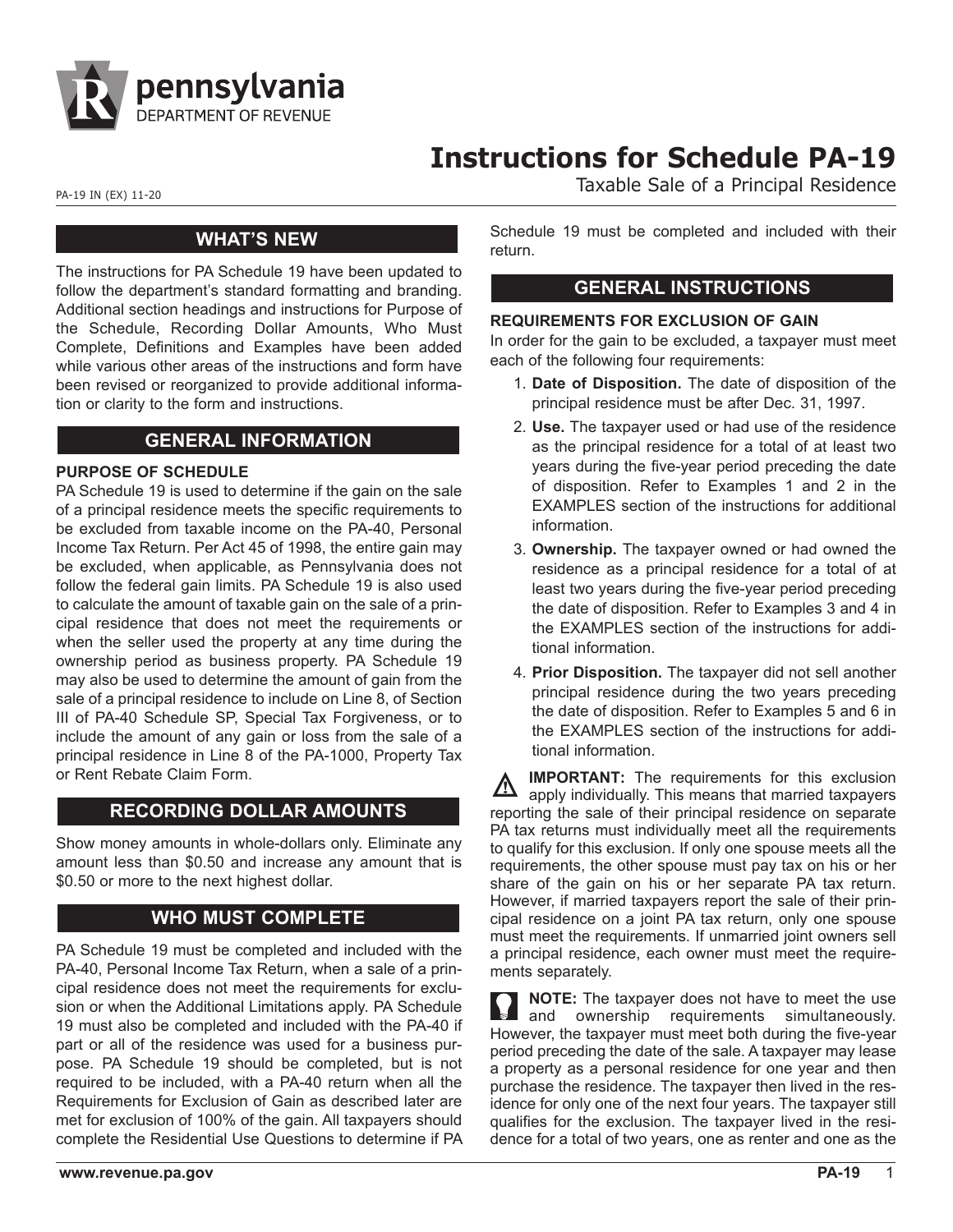# Instructions for Schedule PA-19

Taxable Sale of a Principal Residence

PA-19 IN (EX) 11-20

## WHAT'S NEW

The instructions for PA Schedule 19 have been updated to follow the department's standard formatting and branding. Additional section headings and instructions for Purpose of the Schedule, Recording Dollar Amounts, Who Must Complete, Definitions and Examples have been added while various other areas of the instructions and form have been revised or reorganized to provide additional information or clarity to the form and instructions.

## GENERAL INFORMATION

**PURPOSE OF SCHEDULE**

PA Schedule 19 is used to determine if the gain on the sale of a principal residence meets the specific requirements to be excluded from taxable income on the PA-40, Personal Income Tax Return. Per Act 45 of 1998, the entire gain may be excluded, when applicable, as Pennsylvania does not follow the federal gain limits. PA Schedule 19 is also used to calculate the amount of taxable gain on the sale of a principal residence that does not meet the requirements or when the seller used the property at any time during the ownership period as business property. PA Schedule 19 may also be used to determine the amount of gain from the sale of a principal residence to include on Line 8, of Section III of PA-40 Schedule SP, Special Tax Forgiveness, or to include the amount of any gain or loss from the sale of a principal residence in Line 8 of the PA-1000, Property Tax or Rent Rebate Claim Form.

## RECORDING DOLLAR AMOUNTS

Show money amounts in whole-dollars only. Eliminate any amount less than $0.50 and increase any amount that is $0.50 or more to the next highest dollar.

## WHO MUST COMPLETE

PA Schedule 19 must be completed and included with the PA-40, Personal Income Tax Return, when a sale of a principal residence does not meet the requirements for exclusion or when the Additional Limitations apply. PA Schedule 19 must also be completed and included with the PA-40 if part or all of the residence was used for a business purpose. PA Schedule 19 should be completed, but is not required to be included, with a PA-40 return when all the Requirements for Exclusion of Gain as described later are met for exclusion of 100% of the gain. All taxpayers should complete the Residential Use Questions to determine if PA Schedule 19 must be completed and included with their return.

## GENERAL INSTRUCTIONS

**REQUIREMENTS FOR EXCLUSION OF GAIN**

In order for the gain to be excluded, a taxpayer must meet each of the following four requirements:

1. **Date of Disposition.** The date of disposition of the principal residence must be after Dec. 31, 1997.
2. **Use.** The taxpayer used or had use of the residence as the principal residence for a total of at least two years during the five-year period preceding the date of disposition. Refer to Examples 1 and 2 in the EXAMPLES section of the instructions for additional information.
3. **Ownership.** The taxpayer owned or had owned the residence as a principal residence for a total of at least two years during the five-year period preceding the date of disposition. Refer to Examples 3 and 4 in the EXAMPLES section of the instructions for additional information.
4. **Prior Disposition.** The taxpayer did not sell another principal residence during the two years preceding the date of disposition. Refer to Examples 5 and 6 in the EXAMPLES section of the instructions for additional information.

**IMPORTANT:** The requirements for this exclusion apply individually. This means that married taxpayers reporting the sale of their principal residence on separate PA tax returns must individually meet all the requirements to qualify for this exclusion. If only one spouse meets all the requirements, the other spouse must pay tax on his or her share of the gain on his or her separate PA tax return. However, if married taxpayers report the sale of their principal residence on a joint PA tax return, only one spouse must meet the requirements. If unmarried joint owners sell a principal residence, each owner must meet the requirements separately.

**NOTE:** The taxpayer does not have to meet the use and ownership requirements simultaneously. However, the taxpayer must meet both during the five-year period preceding the date of the sale. A taxpayer may lease a property as a personal residence for one year and then purchase the residence. The taxpayer then lived in the residence for only one of the next four years. The taxpayer still qualifies for the exclusion. The taxpayer lived in the residence for a total of two years, one as renter and one as the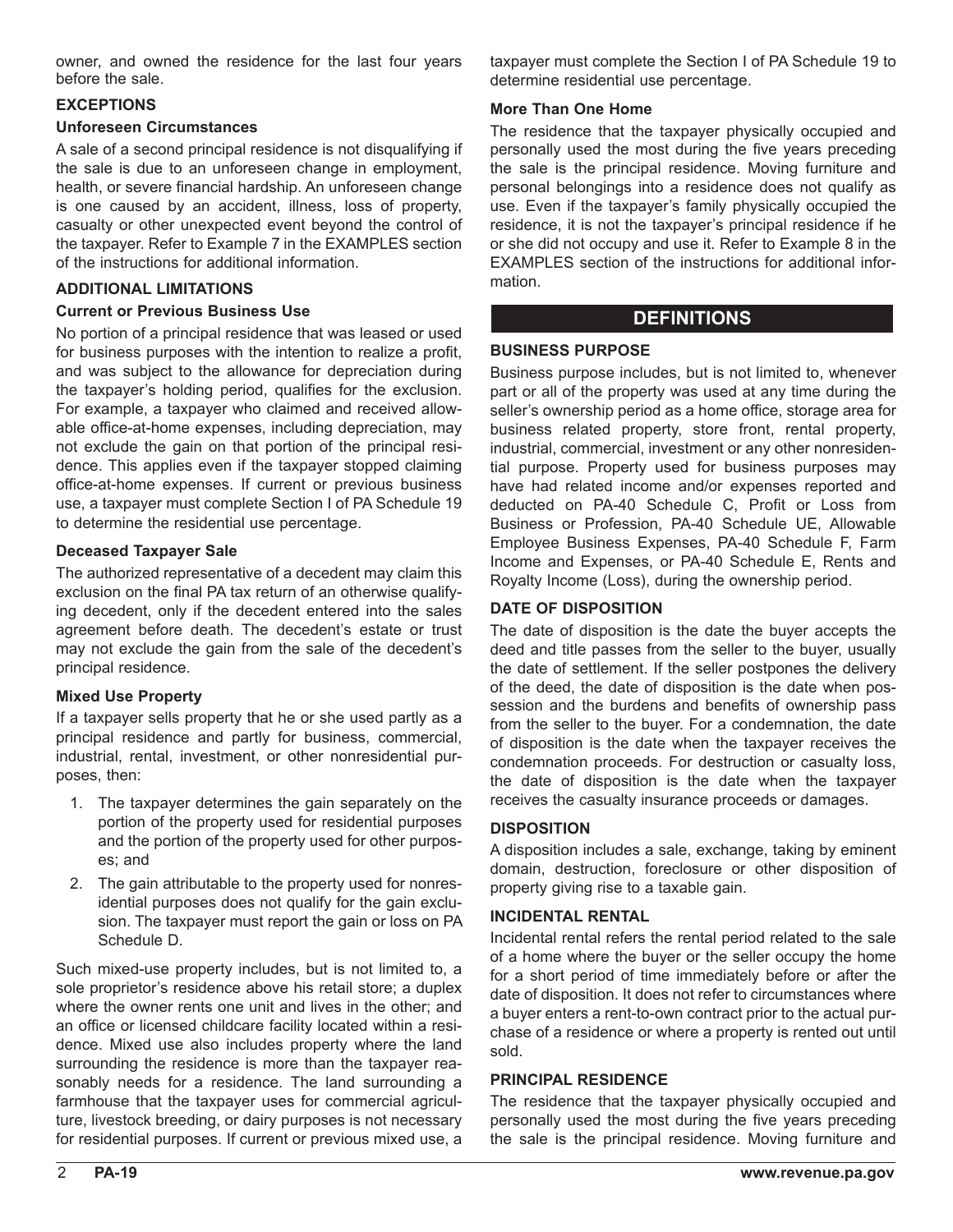owner, and owned the residence for the last four years before the sale.

### EXCEPTIONS

#### Unforeseen Circumstances

A sale of a second principal residence is not disqualifying if the sale is due to an unforeseen change in employment, health, or severe financial hardship. An unforeseen change is one caused by an accident, illness, loss of property, casualty or other unexpected event beyond the control of the taxpayer. Refer to Example 7 in the EXAMPLES section of the instructions for additional information.

### ADDITIONAL LIMITATIONS

#### Current or Previous Business Use

No portion of a principal residence that was leased or used for business purposes with the intention to realize a profit, and was subject to the allowance for depreciation during the taxpayer's holding period, qualifies for the exclusion. For example, a taxpayer who claimed and received allowable office-at-home expenses, including depreciation, may not exclude the gain on that portion of the principal residence. This applies even if the taxpayer stopped claiming office-at-home expenses. If current or previous business use, a taxpayer must complete Section I of PA Schedule 19 to determine the residential use percentage.

#### Deceased Taxpayer Sale

The authorized representative of a decedent may claim this exclusion on the final PA tax return of an otherwise qualifying decedent, only if the decedent entered into the sales agreement before death. The decedent's estate or trust may not exclude the gain from the sale of the decedent's principal residence.

#### Mixed Use Property

If a taxpayer sells property that he or she used partly as a principal residence and partly for business, commercial, industrial, rental, investment, or other nonresidential purposes, then:

1. The taxpayer determines the gain separately on the portion of the property used for residential purposes and the portion of the property used for other purposes; and
2. The gain attributable to the property used for nonresidential purposes does not qualify for the gain exclusion. The taxpayer must report the gain or loss on PA Schedule D.

Such mixed-use property includes, but is not limited to, a sole proprietor's residence above his retail store; a duplex where the owner rents one unit and lives in the other; and an office or licensed childcare facility located within a residence. Mixed use also includes property where the land surrounding the residence is more than the taxpayer reasonably needs for a residence. The land surrounding a farmhouse that the taxpayer uses for commercial agriculture, livestock breeding, or dairy purposes is not necessary for residential purposes. If current or previous mixed use, a taxpayer must complete the Section I of PA Schedule 19 to determine residential use percentage.

#### More Than One Home

The residence that the taxpayer physically occupied and personally used the most during the five years preceding the sale is the principal residence. Moving furniture and personal belongings into a residence does not qualify as use. Even if the taxpayer's family physically occupied the residence, it is not the taxpayer's principal residence if he or she did not occupy and use it. Refer to Example 8 in the EXAMPLES section of the instructions for additional information.

## DEFINITIONS

### BUSINESS PURPOSE

Business purpose includes, but is not limited to, whenever part or all of the property was used at any time during the seller's ownership period as a home office, storage area for business related property, store front, rental property, industrial, commercial, investment or any other nonresidential purpose. Property used for business purposes may have had related income and/or expenses reported and deducted on PA-40 Schedule C, Profit or Loss from Business or Profession, PA-40 Schedule UE, Allowable Employee Business Expenses, PA-40 Schedule F, Farm Income and Expenses, or PA-40 Schedule E, Rents and Royalty Income (Loss), during the ownership period.

### DATE OF DISPOSITION

The date of disposition is the date the buyer accepts the deed and title passes from the seller to the buyer, usually the date of settlement. If the seller postpones the delivery of the deed, the date of disposition is the date when possession and the burdens and benefits of ownership pass from the seller to the buyer. For a condemnation, the date of disposition is the date when the taxpayer receives the condemnation proceeds. For destruction or casualty loss, the date of disposition is the date when the taxpayer receives the casualty insurance proceeds or damages.

### DISPOSITION

A disposition includes a sale, exchange, taking by eminent domain, destruction, foreclosure or other disposition of property giving rise to a taxable gain.

### INCIDENTAL RENTAL

Incidental rental refers the rental period related to the sale of a home where the buyer or the seller occupy the home for a short period of time immediately before or after the date of disposition. It does not refer to circumstances where a buyer enters a rent-to-own contract prior to the actual purchase of a residence or where a property is rented out until sold.

### PRINCIPAL RESIDENCE

The residence that the taxpayer physically occupied and personally used the most during the five years preceding the sale is the principal residence. Moving furniture and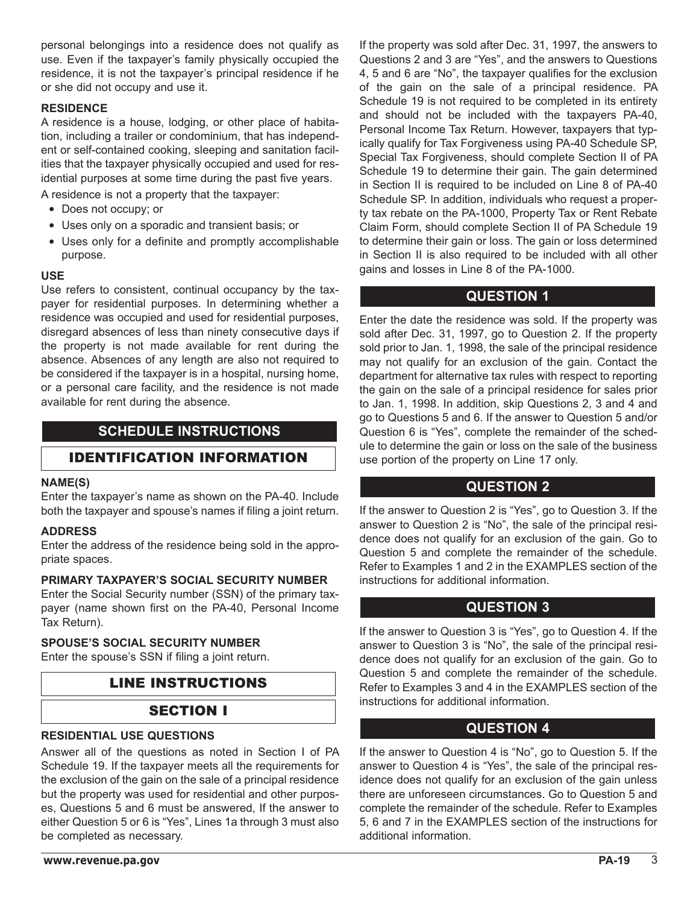personal belongings into a residence does not qualify as use. Even if the taxpayer's family physically occupied the residence, it is not the taxpayer's principal residence if he or she did not occupy and use it.

**RESIDENCE**

A residence is a house, lodging, or other place of habitation, including a trailer or condominium, that has independent or self-contained cooking, sleeping and sanitation facilities that the taxpayer physically occupied and used for residential purposes at some time during the past five years.

A residence is not a property that the taxpayer:

- Does not occupy; or
- Uses only on a sporadic and transient basis; or
- Uses only for a definite and promptly accomplishable purpose.

**USE**

Use refers to consistent, continual occupancy by the taxpayer for residential purposes. In determining whether a residence was occupied and used for residential purposes, disregard absences of less than ninety consecutive days if the property is not made available for rent during the absence. Absences of any length are also not required to be considered if the taxpayer is in a hospital, nursing home, or a personal care facility, and the residence is not made available for rent during the absence.

## SCHEDULE INSTRUCTIONS

## IDENTIFICATION INFORMATION

**NAME(S)**

Enter the taxpayer's name as shown on the PA-40. Include both the taxpayer and spouse's names if filing a joint return.

**ADDRESS**

Enter the address of the residence being sold in the appropriate spaces.

**PRIMARY TAXPAYER'S SOCIAL SECURITY NUMBER**

Enter the Social Security number (SSN) of the primary taxpayer (name shown first on the PA-40, Personal Income Tax Return).

**SPOUSE'S SOCIAL SECURITY NUMBER**

Enter the spouse's SSN if filing a joint return.

## LINE INSTRUCTIONS

## SECTION I

**RESIDENTIAL USE QUESTIONS**

Answer all of the questions as noted in Section I of PA Schedule 19. If the taxpayer meets all the requirements for the exclusion of the gain on the sale of a principal residence but the property was used for residential and other purposes, Questions 5 and 6 must be answered, If the answer to either Question 5 or 6 is "Yes", Lines 1a through 3 must also be completed as necessary.

If the property was sold after Dec. 31, 1997, the answers to Questions 2 and 3 are "Yes", and the answers to Questions 4, 5 and 6 are "No", the taxpayer qualifies for the exclusion of the gain on the sale of a principal residence. PA Schedule 19 is not required to be completed in its entirety and should not be included with the taxpayers PA-40, Personal Income Tax Return. However, taxpayers that typically qualify for Tax Forgiveness using PA-40 Schedule SP, Special Tax Forgiveness, should complete Section II of PA Schedule 19 to determine their gain. The gain determined in Section II is required to be included on Line 8 of PA-40 Schedule SP. In addition, individuals who request a property tax rebate on the PA-1000, Property Tax or Rent Rebate Claim Form, should complete Section II of PA Schedule 19 to determine their gain or loss. The gain or loss determined in Section II is also required to be included with all other gains and losses in Line 8 of the PA-1000.

### QUESTION 1

Enter the date the residence was sold. If the property was sold after Dec. 31, 1997, go to Question 2. If the property sold prior to Jan. 1, 1998, the sale of the principal residence may not qualify for an exclusion of the gain. Contact the department for alternative tax rules with respect to reporting the gain on the sale of a principal residence for sales prior to Jan. 1, 1998. In addition, skip Questions 2, 3 and 4 and go to Questions 5 and 6. If the answer to Question 5 and/or Question 6 is "Yes", complete the remainder of the schedule to determine the gain or loss on the sale of the business use portion of the property on Line 17 only.

### QUESTION 2

If the answer to Question 2 is "Yes", go to Question 3. If the answer to Question 2 is "No", the sale of the principal residence does not qualify for an exclusion of the gain. Go to Question 5 and complete the remainder of the schedule. Refer to Examples 1 and 2 in the EXAMPLES section of the instructions for additional information.

### QUESTION 3

If the answer to Question 3 is "Yes", go to Question 4. If the answer to Question 3 is "No", the sale of the principal residence does not qualify for an exclusion of the gain. Go to Question 5 and complete the remainder of the schedule. Refer to Examples 3 and 4 in the EXAMPLES section of the instructions for additional information.

### QUESTION 4

If the answer to Question 4 is "No", go to Question 5. If the answer to Question 4 is "Yes", the sale of the principal residence does not qualify for an exclusion of the gain unless there are unforeseen circumstances. Go to Question 5 and complete the remainder of the schedule. Refer to Examples 5, 6 and 7 in the EXAMPLES section of the instructions for additional information.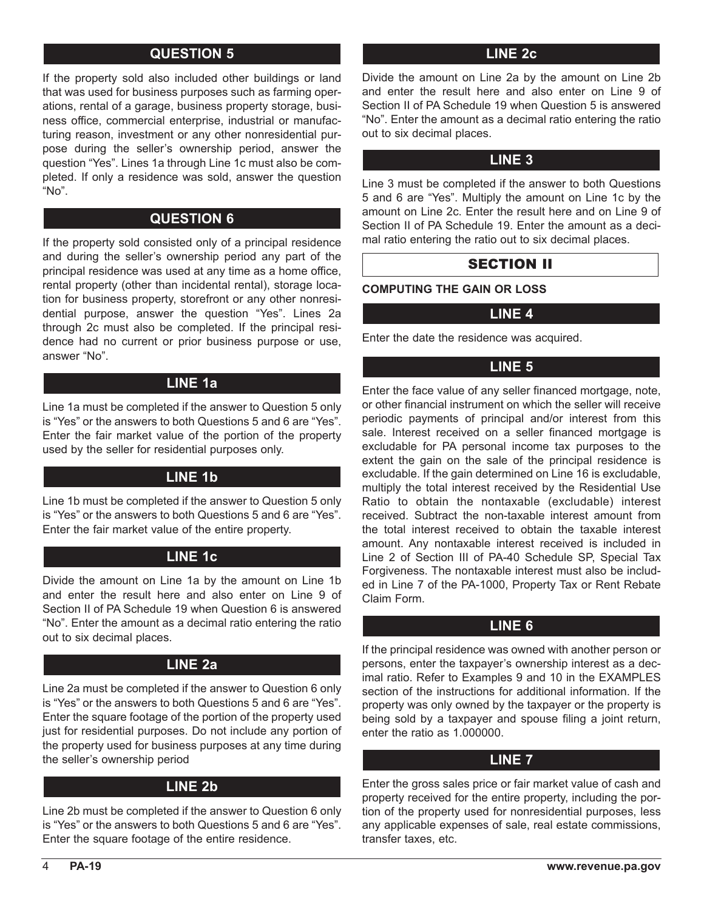## QUESTION 5

If the property sold also included other buildings or land that was used for business purposes such as farming operations, rental of a garage, business property storage, business office, commercial enterprise, industrial or manufacturing reason, investment or any other nonresidential purpose during the seller's ownership period, answer the question "Yes". Lines 1a through Line 1c must also be completed. If only a residence was sold, answer the question "No".

## QUESTION 6

If the property sold consisted only of a principal residence and during the seller's ownership period any part of the principal residence was used at any time as a home office, rental property (other than incidental rental), storage location for business property, storefront or any other nonresidential purpose, answer the question "Yes". Lines 2a through 2c must also be completed. If the principal residence had no current or prior business purpose or use, answer "No".

## LINE 1a

Line 1a must be completed if the answer to Question 5 only is "Yes" or the answers to both Questions 5 and 6 are "Yes". Enter the fair market value of the portion of the property used by the seller for residential purposes only.

## LINE 1b

Line 1b must be completed if the answer to Question 5 only is "Yes" or the answers to both Questions 5 and 6 are "Yes". Enter the fair market value of the entire property.

## LINE 1c

Divide the amount on Line 1a by the amount on Line 1b and enter the result here and also enter on Line 9 of Section II of PA Schedule 19 when Question 6 is answered "No". Enter the amount as a decimal ratio entering the ratio out to six decimal places.

## LINE 2a

Line 2a must be completed if the answer to Question 6 only is "Yes" or the answers to both Questions 5 and 6 are "Yes". Enter the square footage of the portion of the property used just for residential purposes. Do not include any portion of the property used for business purposes at any time during the seller's ownership period

## LINE 2b

Line 2b must be completed if the answer to Question 6 only is "Yes" or the answers to both Questions 5 and 6 are "Yes". Enter the square footage of the entire residence.

## LINE 2c

Divide the amount on Line 2a by the amount on Line 2b and enter the result here and also enter on Line 9 of Section II of PA Schedule 19 when Question 5 is answered "No". Enter the amount as a decimal ratio entering the ratio out to six decimal places.

## LINE 3

Line 3 must be completed if the answer to both Questions 5 and 6 are "Yes". Multiply the amount on Line 1c by the amount on Line 2c. Enter the result here and on Line 9 of Section II of PA Schedule 19. Enter the amount as a decimal ratio entering the ratio out to six decimal places.

# SECTION II

**COMPUTING THE GAIN OR LOSS**

## LINE 4

Enter the date the residence was acquired.

## LINE 5

Enter the face value of any seller financed mortgage, note, or other financial instrument on which the seller will receive periodic payments of principal and/or interest from this sale. Interest received on a seller financed mortgage is excludable for PA personal income tax purposes to the extent the gain on the sale of the principal residence is excludable. If the gain determined on Line 16 is excludable, multiply the total interest received by the Residential Use Ratio to obtain the nontaxable (excludable) interest received. Subtract the non-taxable interest amount from the total interest received to obtain the taxable interest amount. Any nontaxable interest received is included in Line 2 of Section III of PA-40 Schedule SP, Special Tax Forgiveness. The nontaxable interest must also be included in Line 7 of the PA-1000, Property Tax or Rent Rebate Claim Form.

## LINE 6

If the principal residence was owned with another person or persons, enter the taxpayer's ownership interest as a decimal ratio. Refer to Examples 9 and 10 in the EXAMPLES section of the instructions for additional information. If the property was only owned by the taxpayer or the property is being sold by a taxpayer and spouse filing a joint return, enter the ratio as 1.000000.

## LINE 7

Enter the gross sales price or fair market value of cash and property received for the entire property, including the portion of the property used for nonresidential purposes, less any applicable expenses of sale, real estate commissions, transfer taxes, etc.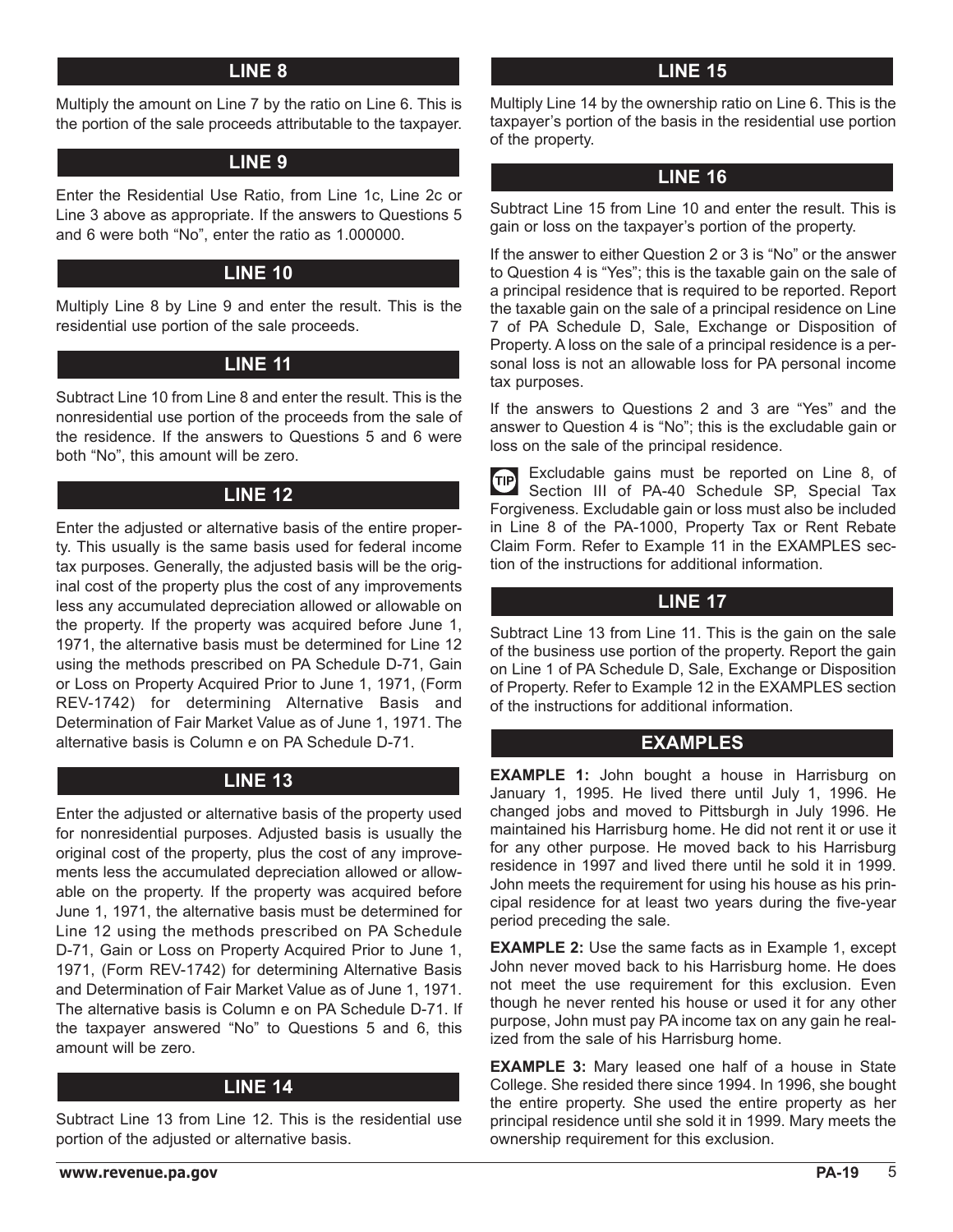## LINE 8

Multiply the amount on Line 7 by the ratio on Line 6. This is the portion of the sale proceeds attributable to the taxpayer.

## LINE 9

Enter the Residential Use Ratio, from Line 1c, Line 2c or Line 3 above as appropriate. If the answers to Questions 5 and 6 were both "No", enter the ratio as 1.000000.

## LINE 10

Multiply Line 8 by Line 9 and enter the result. This is the residential use portion of the sale proceeds.

## LINE 11

Subtract Line 10 from Line 8 and enter the result. This is the nonresidential use portion of the proceeds from the sale of the residence. If the answers to Questions 5 and 6 were both "No", this amount will be zero.

## LINE 12

Enter the adjusted or alternative basis of the entire property. This usually is the same basis used for federal income tax purposes. Generally, the adjusted basis will be the original cost of the property plus the cost of any improvements less any accumulated depreciation allowed or allowable on the property. If the property was acquired before June 1, 1971, the alternative basis must be determined for Line 12 using the methods prescribed on PA Schedule D-71, Gain or Loss on Property Acquired Prior to June 1, 1971, (Form REV-1742) for determining Alternative Basis and Determination of Fair Market Value as of June 1, 1971. The alternative basis is Column e on PA Schedule D-71.

## LINE 13

Enter the adjusted or alternative basis of the property used for nonresidential purposes. Adjusted basis is usually the original cost of the property, plus the cost of any improvements less the accumulated depreciation allowed or allowable on the property. If the property was acquired before June 1, 1971, the alternative basis must be determined for Line 12 using the methods prescribed on PA Schedule D-71, Gain or Loss on Property Acquired Prior to June 1, 1971, (Form REV-1742) for determining Alternative Basis and Determination of Fair Market Value as of June 1, 1971. The alternative basis is Column e on PA Schedule D-71. If the taxpayer answered "No" to Questions 5 and 6, this amount will be zero.

## LINE 14

Subtract Line 13 from Line 12. This is the residential use portion of the adjusted or alternative basis.

## LINE 15

Multiply Line 14 by the ownership ratio on Line 6. This is the taxpayer's portion of the basis in the residential use portion of the property.

## LINE 16

Subtract Line 15 from Line 10 and enter the result. This is gain or loss on the taxpayer's portion of the property.

If the answer to either Question 2 or 3 is "No" or the answer to Question 4 is "Yes"; this is the taxable gain on the sale of a principal residence that is required to be reported. Report the taxable gain on the sale of a principal residence on Line 7 of PA Schedule D, Sale, Exchange or Disposition of Property. A loss on the sale of a principal residence is a personal loss is not an allowable loss for PA personal income tax purposes.

If the answers to Questions 2 and 3 are "Yes" and the answer to Question 4 is "No"; this is the excludable gain or loss on the sale of the principal residence.

**TIP** Excludable gains must be reported on Line 8, of Section III of PA-40 Schedule SP, Special Tax Forgiveness. Excludable gain or loss must also be included in Line 8 of the PA-1000, Property Tax or Rent Rebate Claim Form. Refer to Example 11 in the EXAMPLES section of the instructions for additional information.

## LINE 17

Subtract Line 13 from Line 11. This is the gain on the sale of the business use portion of the property. Report the gain on Line 1 of PA Schedule D, Sale, Exchange or Disposition of Property. Refer to Example 12 in the EXAMPLES section of the instructions for additional information.

## EXAMPLES

**EXAMPLE 1:** John bought a house in Harrisburg on January 1, 1995. He lived there until July 1, 1996. He changed jobs and moved to Pittsburgh in July 1996. He maintained his Harrisburg home. He did not rent it or use it for any other purpose. He moved back to his Harrisburg residence in 1997 and lived there until he sold it in 1999. John meets the requirement for using his house as his principal residence for at least two years during the five-year period preceding the sale.

**EXAMPLE 2:** Use the same facts as in Example 1, except John never moved back to his Harrisburg home. He does not meet the use requirement for this exclusion. Even though he never rented his house or used it for any other purpose, John must pay PA income tax on any gain he realized from the sale of his Harrisburg home.

**EXAMPLE 3:** Mary leased one half of a house in State College. She resided there since 1994. In 1996, she bought the entire property. She used the entire property as her principal residence until she sold it in 1999. Mary meets the ownership requirement for this exclusion.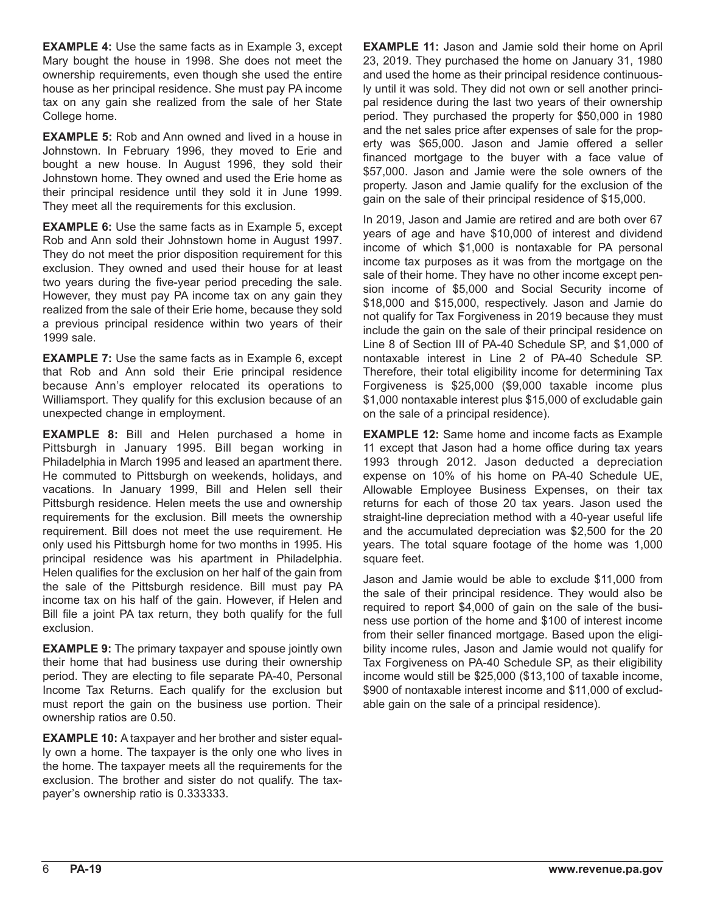**EXAMPLE 4:** Use the same facts as in Example 3, except Mary bought the house in 1998. She does not meet the ownership requirements, even though she used the entire house as her principal residence. She must pay PA income tax on any gain she realized from the sale of her State College home.

**EXAMPLE 5:** Rob and Ann owned and lived in a house in Johnstown. In February 1996, they moved to Erie and bought a new house. In August 1996, they sold their Johnstown home. They owned and used the Erie home as their principal residence until they sold it in June 1999. They meet all the requirements for this exclusion.

**EXAMPLE 6:** Use the same facts as in Example 5, except Rob and Ann sold their Johnstown home in August 1997. They do not meet the prior disposition requirement for this exclusion. They owned and used their house for at least two years during the five-year period preceding the sale. However, they must pay PA income tax on any gain they realized from the sale of their Erie home, because they sold a previous principal residence within two years of their 1999 sale.

**EXAMPLE 7:** Use the same facts as in Example 6, except that Rob and Ann sold their Erie principal residence because Ann's employer relocated its operations to Williamsport. They qualify for this exclusion because of an unexpected change in employment.

**EXAMPLE 8:** Bill and Helen purchased a home in Pittsburgh in January 1995. Bill began working in Philadelphia in March 1995 and leased an apartment there. He commuted to Pittsburgh on weekends, holidays, and vacations. In January 1999, Bill and Helen sell their Pittsburgh residence. Helen meets the use and ownership requirements for the exclusion. Bill meets the ownership requirement. Bill does not meet the use requirement. He only used his Pittsburgh home for two months in 1995. His principal residence was his apartment in Philadelphia. Helen qualifies for the exclusion on her half of the gain from the sale of the Pittsburgh residence. Bill must pay PA income tax on his half of the gain. However, if Helen and Bill file a joint PA tax return, they both qualify for the full exclusion.

**EXAMPLE 9:** The primary taxpayer and spouse jointly own their home that had business use during their ownership period. They are electing to file separate PA-40, Personal Income Tax Returns. Each qualify for the exclusion but must report the gain on the business use portion. Their ownership ratios are 0.50.

**EXAMPLE 10:** A taxpayer and her brother and sister equally own a home. The taxpayer is the only one who lives in the home. The taxpayer meets all the requirements for the exclusion. The brother and sister do not qualify. The taxpayer's ownership ratio is 0.333333.

**EXAMPLE 11:** Jason and Jamie sold their home on April 23, 2019. They purchased the home on January 31, 1980 and used the home as their principal residence continuously until it was sold. They did not own or sell another principal residence during the last two years of their ownership period. They purchased the property for $50,000 in 1980 and the net sales price after expenses of sale for the property was $65,000. Jason and Jamie offered a seller financed mortgage to the buyer with a face value of $57,000. Jason and Jamie were the sole owners of the property. Jason and Jamie qualify for the exclusion of the gain on the sale of their principal residence of $15,000.

In 2019, Jason and Jamie are retired and are both over 67 years of age and have $10,000 of interest and dividend income of which $1,000 is nontaxable for PA personal income tax purposes as it was from the mortgage on the sale of their home. They have no other income except pension income of $5,000 and Social Security income of $18,000 and $15,000, respectively. Jason and Jamie do not qualify for Tax Forgiveness in 2019 because they must include the gain on the sale of their principal residence on Line 8 of Section III of PA-40 Schedule SP, and $1,000 of nontaxable interest in Line 2 of PA-40 Schedule SP. Therefore, their total eligibility income for determining Tax Forgiveness is $25,000 ($9,000 taxable income plus $1,000 nontaxable interest plus $15,000 of excludable gain on the sale of a principal residence).

**EXAMPLE 12:** Same home and income facts as Example 11 except that Jason had a home office during tax years 1993 through 2012. Jason deducted a depreciation expense on 10% of his home on PA-40 Schedule UE, Allowable Employee Business Expenses, on their tax returns for each of those 20 tax years. Jason used the straight-line depreciation method with a 40-year useful life and the accumulated depreciation was $2,500 for the 20 years. The total square footage of the home was 1,000 square feet.

Jason and Jamie would be able to exclude $11,000 from the sale of their principal residence. They would also be required to report $4,000 of gain on the sale of the business use portion of the home and $100 of interest income from their seller financed mortgage. Based upon the eligibility income rules, Jason and Jamie would not qualify for Tax Forgiveness on PA-40 Schedule SP, as their eligibility income would still be $25,000 ($13,100 of taxable income, $900 of nontaxable interest income and $11,000 of excludable gain on the sale of a principal residence).